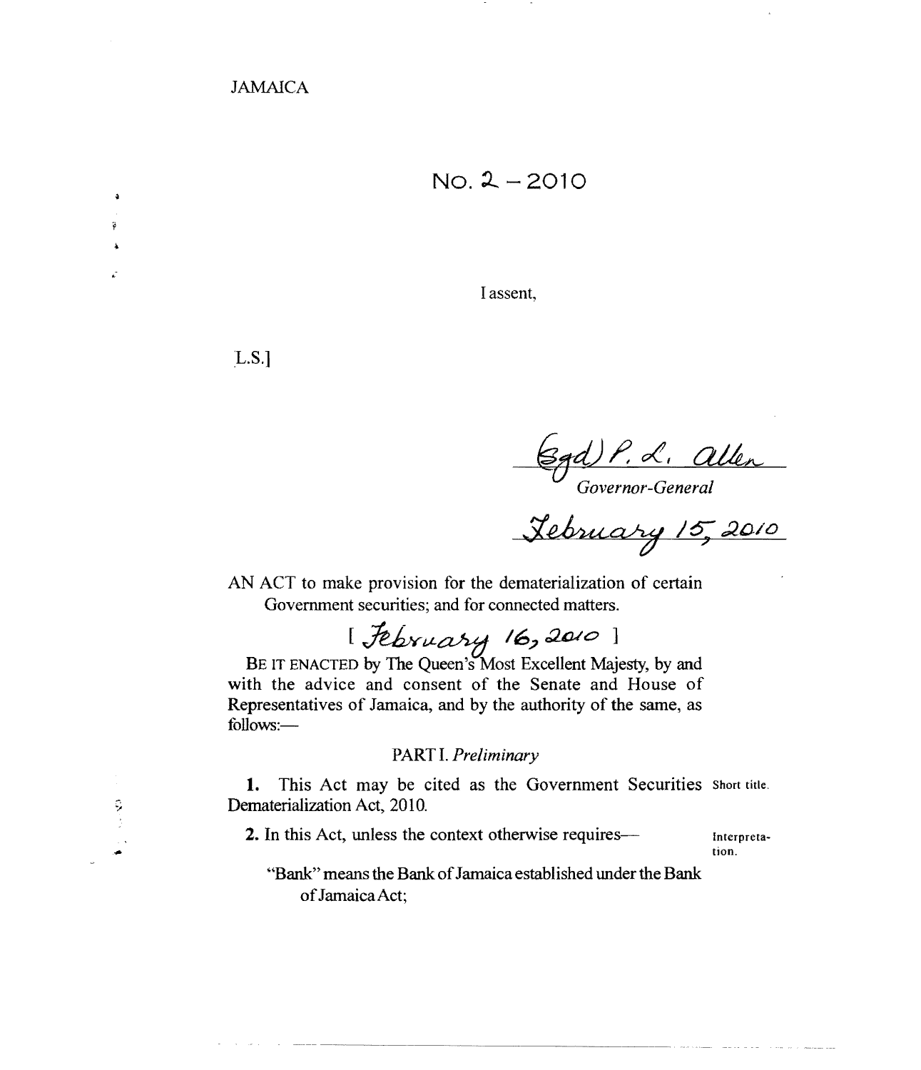JAMAICA

# No. 2 – 2010

I assent,

L.S.]

(Sgd) P. L. Allen
*Governor-General*

February 15, 2010

AN ACT to make provision for the dematerialization of certain Government securities; and for connected matters.

[ February 16, 2010 ]

BE IT ENACTED by The Queen's Most Excellent Majesty, by and with the advice and consent of the Senate and House of Representatives of Jamaica, and by the authority of the same, as follows:—

## PART I. *Preliminary*

Short title.

**1.** This Act may be cited as the Government Securities Dematerialization Act, 2010.

Interpretation.

**2.** In this Act, unless the context otherwise requires—

"Bank" means the Bank of Jamaica established under the Bank of Jamaica Act;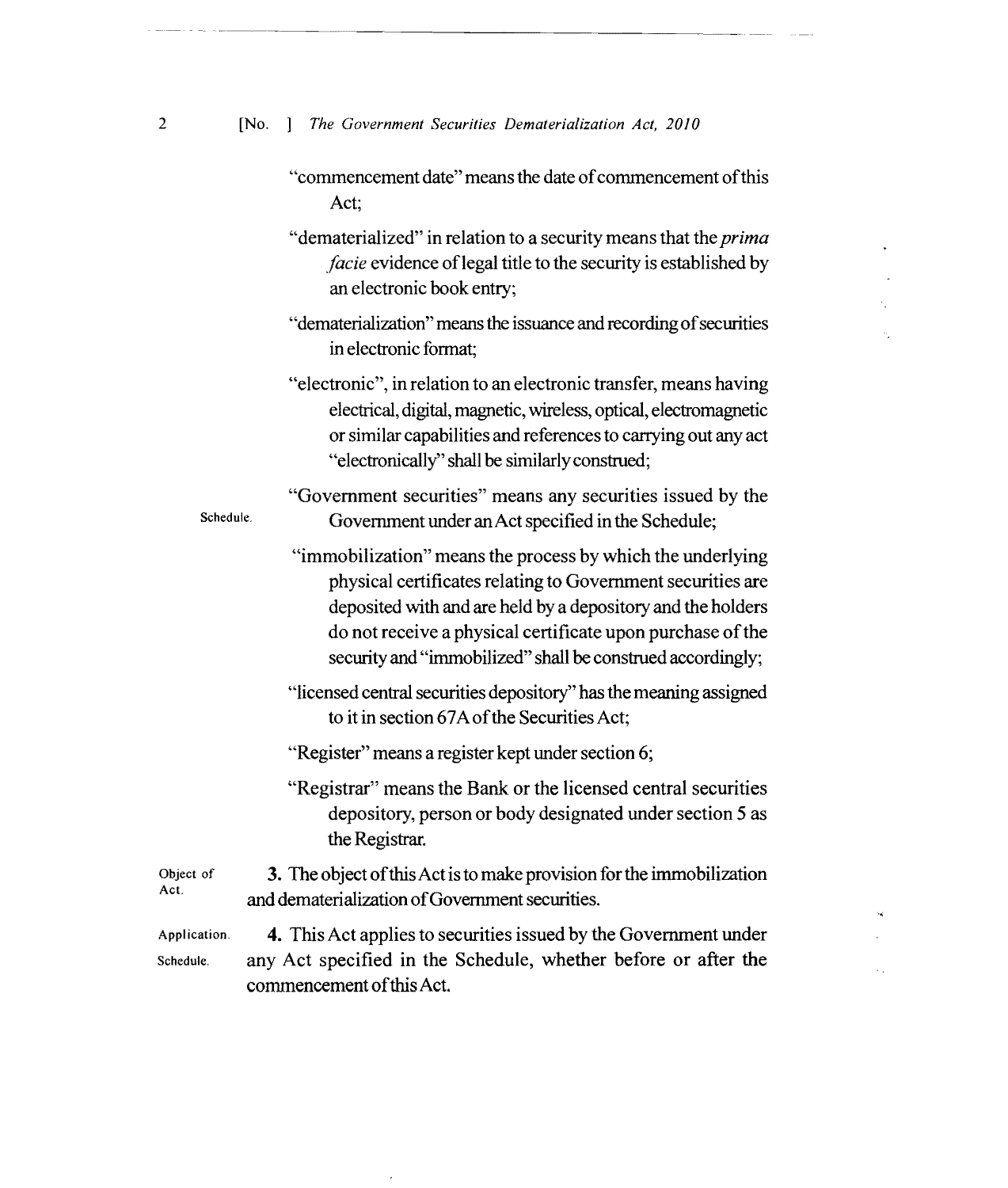"commencement date" means the date of commencement of this Act;

"dematerialized" in relation to a security means that the *prima facie* evidence of legal title to the security is established by an electronic book entry;

"dematerialization" means the issuance and recording of securities in electronic format;

"electronic", in relation to an electronic transfer, means having electrical, digital, magnetic, wireless, optical, electromagnetic or similar capabilities and references to carrying out any act "electronically" shall be similarly construed;

Schedule. "Government securities" means any securities issued by the Government under an Act specified in the Schedule;

"immobilization" means the process by which the underlying physical certificates relating to Government securities are deposited with and are held by a depository and the holders do not receive a physical certificate upon purchase of the security and "immobilized" shall be construed accordingly;

"licensed central securities depository" has the meaning assigned to it in section 67A of the Securities Act;

"Register" means a register kept under section 6;

"Registrar" means the Bank or the licensed central securities depository, person or body designated under section 5 as the Registrar.

Object of Act.

**3.** The object of this Act is to make provision for the immobilization and dematerialization of Government securities.

Application. Schedule.

**4.** This Act applies to securities issued by the Government under any Act specified in the Schedule, whether before or after the commencement of this Act.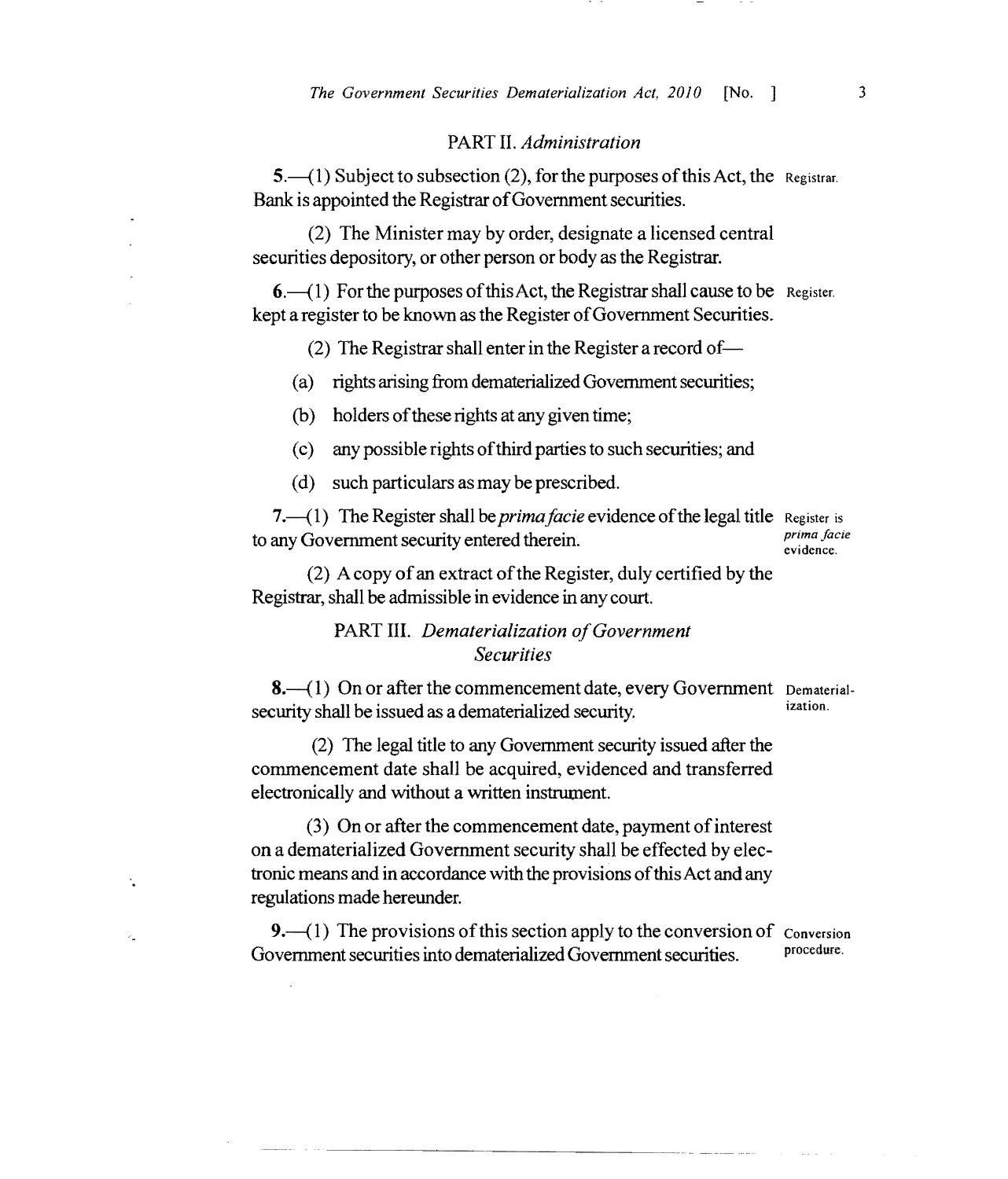## PART II. *Administration*

**5.**—(1) Subject to subsection (2), for the purposes of this Act, the Bank is appointed the Registrar of Government securities. Registrar.

(2) The Minister may by order, designate a licensed central securities depository, or other person or body as the Registrar.

**6.**—(1) For the purposes of this Act, the Registrar shall cause to be kept a register to be known as the Register of Government Securities. Register.

(2) The Registrar shall enter in the Register a record of—

(a) rights arising from dematerialized Government securities;

(b) holders of these rights at any given time;

(c) any possible rights of third parties to such securities; and

(d) such particulars as may be prescribed.

**7.**—(1) The Register shall be *prima facie* evidence of the legal title to any Government security entered therein. Register is *prima facie* evidence.

(2) A copy of an extract of the Register, duly certified by the Registrar, shall be admissible in evidence in any court.

## PART III. *Dematerialization of Government Securities*

**8.**—(1) On or after the commencement date, every Government security shall be issued as a dematerialized security. Dematerialization.

(2) The legal title to any Government security issued after the commencement date shall be acquired, evidenced and transferred electronically and without a written instrument.

(3) On or after the commencement date, payment of interest on a dematerialized Government security shall be effected by electronic means and in accordance with the provisions of this Act and any regulations made hereunder.

**9.**—(1) The provisions of this section apply to the conversion of Government securities into dematerialized Government securities. Conversion procedure.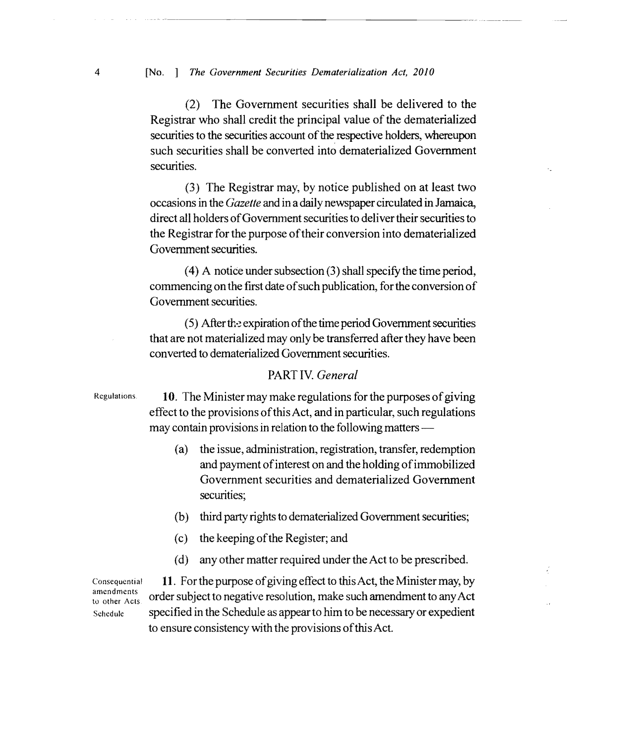(2) The Government securities shall be delivered to the Registrar who shall credit the principal value of the dematerialized securities to the securities account of the respective holders, whereupon such securities shall be converted into dematerialized Government securities.

(3) The Registrar may, by notice published on at least two occasions in the *Gazette* and in a daily newspaper circulated in Jamaica, direct all holders of Government securities to deliver their securities to the Registrar for the purpose of their conversion into dematerialized Government securities.

(4) A notice under subsection (3) shall specify the time period, commencing on the first date of such publication, for the conversion of Government securities.

(5) After the expiration of the time period Government securities that are not materialized may only be transferred after they have been converted to dematerialized Government securities.

## PART IV. *General*

Regulations.

**10**. The Minister may make regulations for the purposes of giving effect to the provisions of this Act, and in particular, such regulations may contain provisions in relation to the following matters —

(a) the issue, administration, registration, transfer, redemption and payment of interest on and the holding of immobilized Government securities and dematerialized Government securities;

(b) third party rights to dematerialized Government securities;

(c) the keeping of the Register; and

(d) any other matter required under the Act to be prescribed.

Consequential amendments to other Acts. Schedule.

**11**. For the purpose of giving effect to this Act, the Minister may, by order subject to negative resolution, make such amendment to any Act specified in the Schedule as appear to him to be necessary or expedient to ensure consistency with the provisions of this Act.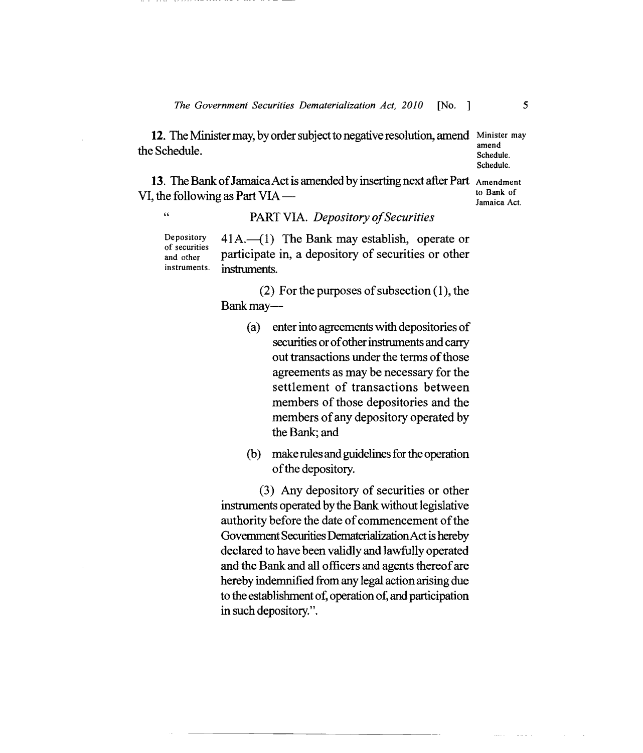**12.** The Minister may, by order subject to negative resolution, amend the Schedule.

Minister may amend Schedule. Schedule.

**13.** The Bank of Jamaica Act is amended by inserting next after Part VI, the following as Part VIA —

Amendment to Bank of Jamaica Act.

" PART VIA. *Depository of Securities*

Depository of securities and other instruments.

41A.—(1) The Bank may establish, operate or participate in, a depository of securities or other instruments.

(2) For the purposes of subsection (1), the Bank may—

(a) enter into agreements with depositories of securities or of other instruments and carry out transactions under the terms of those agreements as may be necessary for the settlement of transactions between members of those depositories and the members of any depository operated by the Bank; and

(b) make rules and guidelines for the operation of the depository.

(3) Any depository of securities or other instruments operated by the Bank without legislative authority before the date of commencement of the Government Securities Dematerialization Act is hereby declared to have been validly and lawfully operated and the Bank and all officers and agents thereof are hereby indemnified from any legal action arising due to the establishment of, operation of, and participation in such depository.".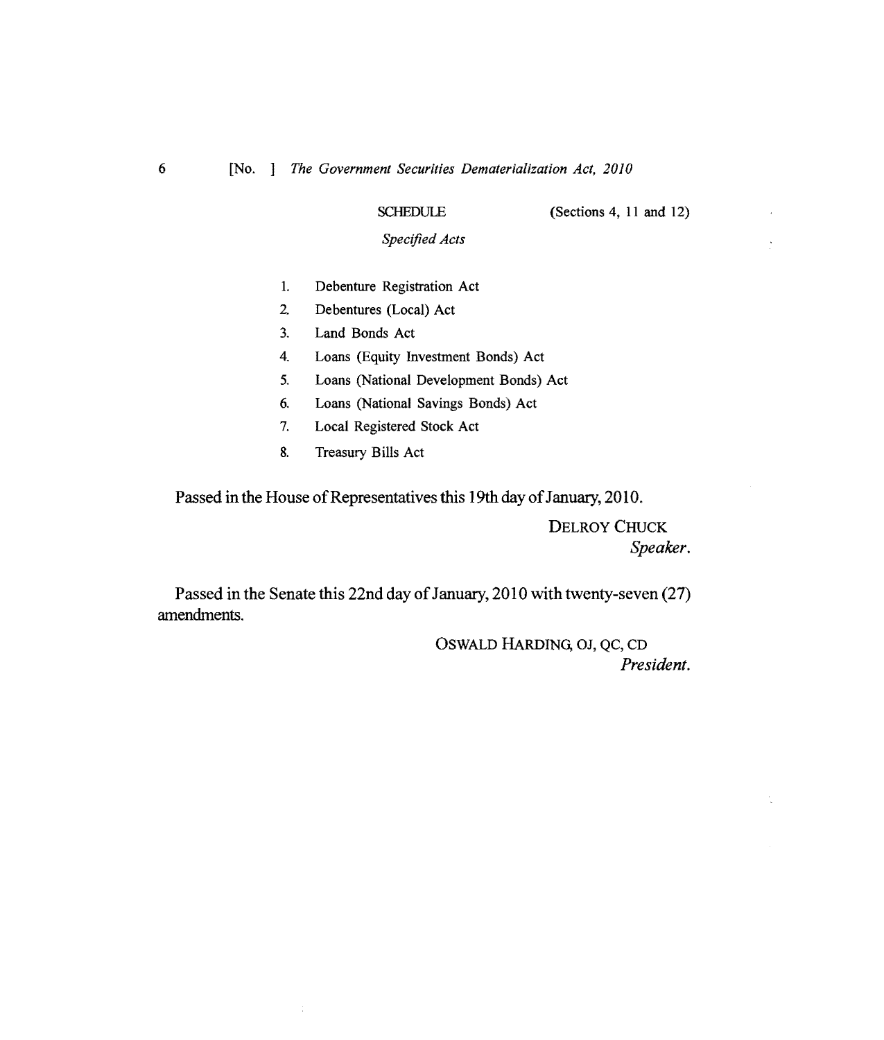## SCHEDULE

(Sections 4, 11 and 12)

*Specified Acts*

1. Debenture Registration Act
2. Debentures (Local) Act
3. Land Bonds Act
4. Loans (Equity Investment Bonds) Act
5. Loans (National Development Bonds) Act
6. Loans (National Savings Bonds) Act
7. Local Registered Stock Act
8. Treasury Bills Act

Passed in the House of Representatives this 19th day of January, 2010.

DELROY CHUCK
*Speaker.*

Passed in the Senate this 22nd day of January, 2010 with twenty-seven (27) amendments.

OSWALD HARDING, OJ, QC, CD
*President.*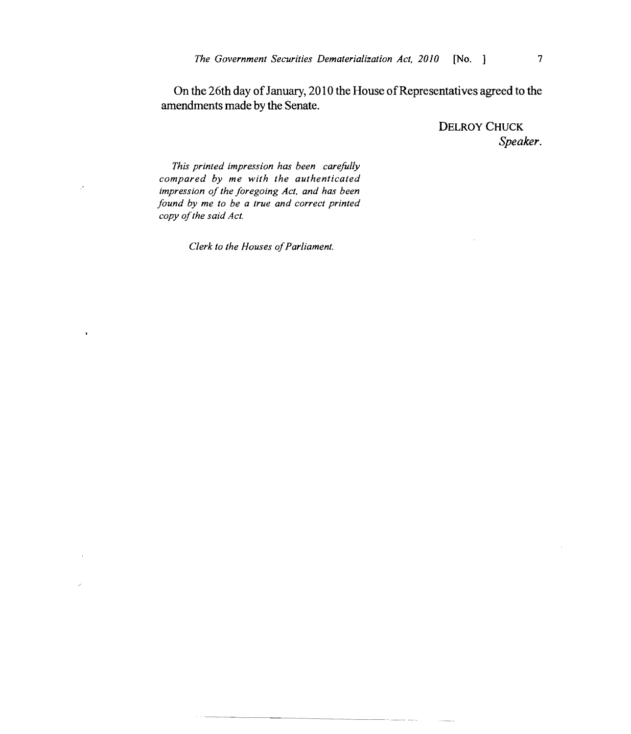On the 26th day of January, 2010 the House of Representatives agreed to the amendments made by the Senate.

DELROY CHUCK
*Speaker.*

*This printed impression has been carefully compared by me with the authenticated impression of the foregoing Act, and has been found by me to be a true and correct printed copy of the said Act.*

*Clerk to the Houses of Parliament.*